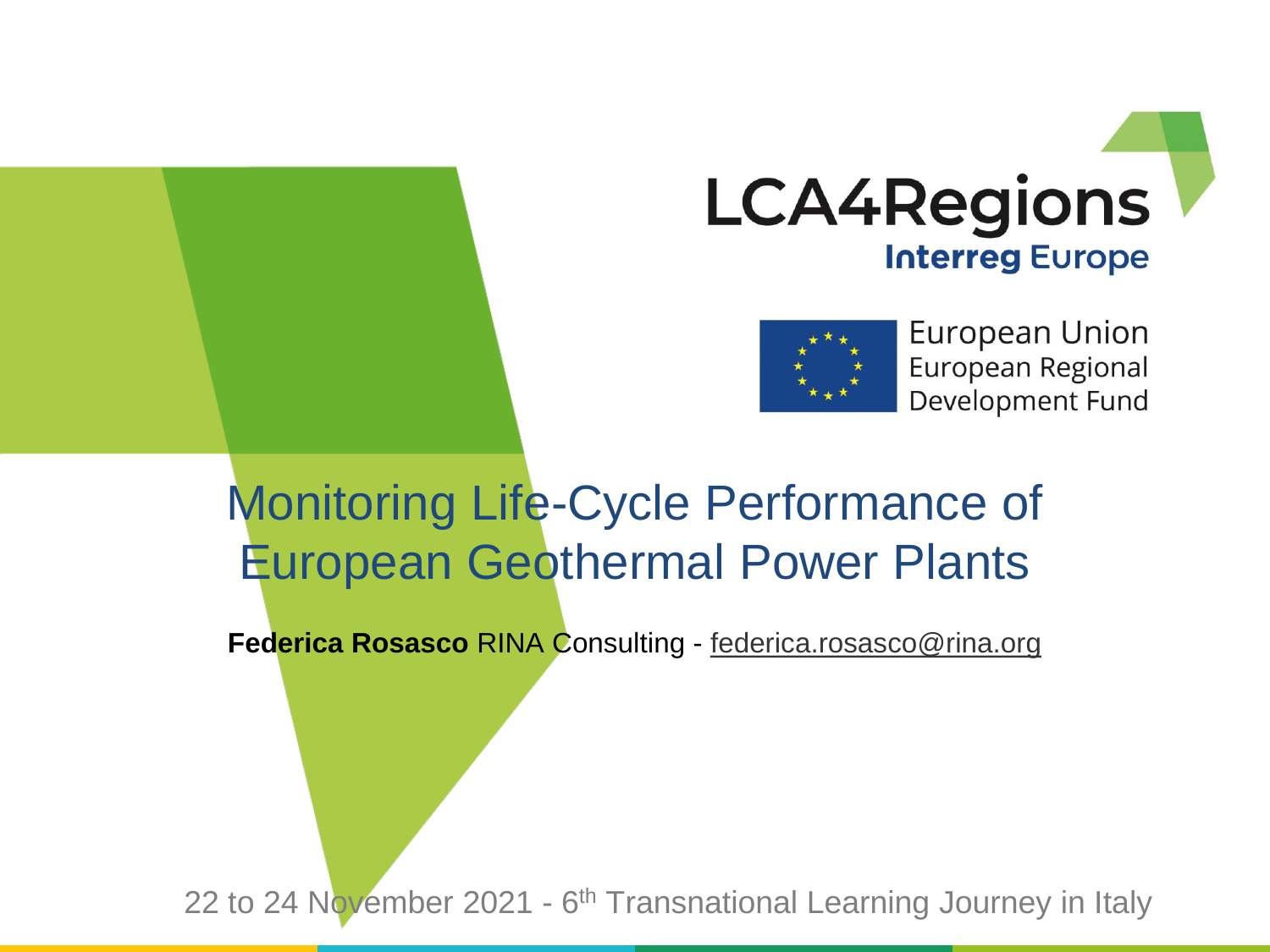LCA4Regions

Interreg Europe

European Union
European Regional
Development Fund

# Monitoring Life-Cycle Performance of European Geothermal Power Plants

**Federica Rosasco** RINA Consulting - federica.rosasco@rina.org

22 to 24 November 2021 - 6th Transnational Learning Journey in Italy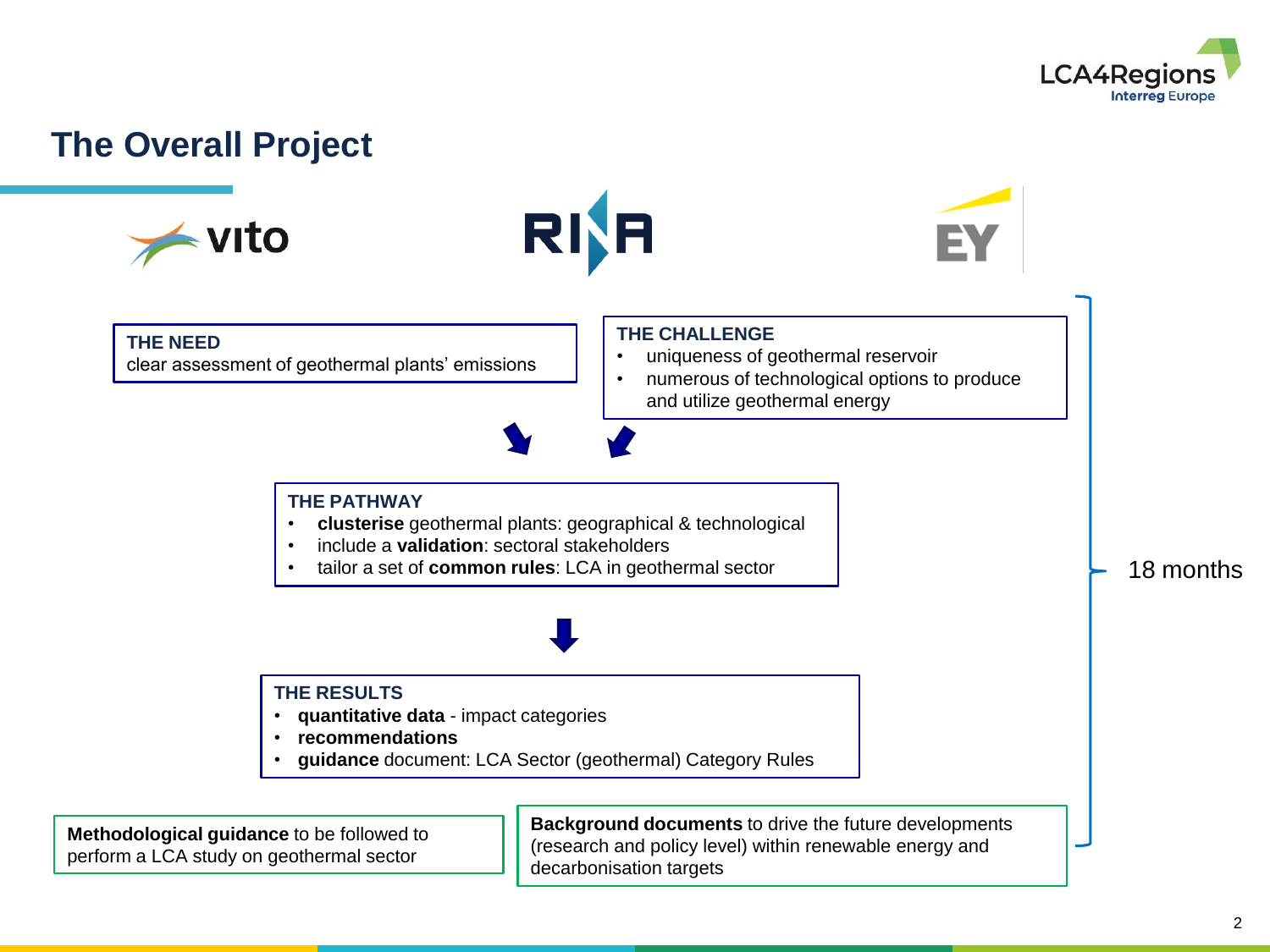## The Overall Project

vito | RINA | EY

**THE NEED**
clear assessment of geothermal plants' emissions

**THE CHALLENGE**
- uniqueness of geothermal reservoir
- numerous of technological options to produce and utilize geothermal energy

**THE PATHWAY**
- **clusterise** geothermal plants: geographical & technological
- include a **validation**: sectoral stakeholders
- tailor a set of **common rules**: LCA in geothermal sector

**THE RESULTS**
- **quantitative data** - impact categories
- **recommendations**
- **guidance** document: LCA Sector (geothermal) Category Rules

**Methodological guidance** to be followed to perform a LCA study on geothermal sector

**Background documents** to drive the future developments (research and policy level) within renewable energy and decarbonisation targets

18 months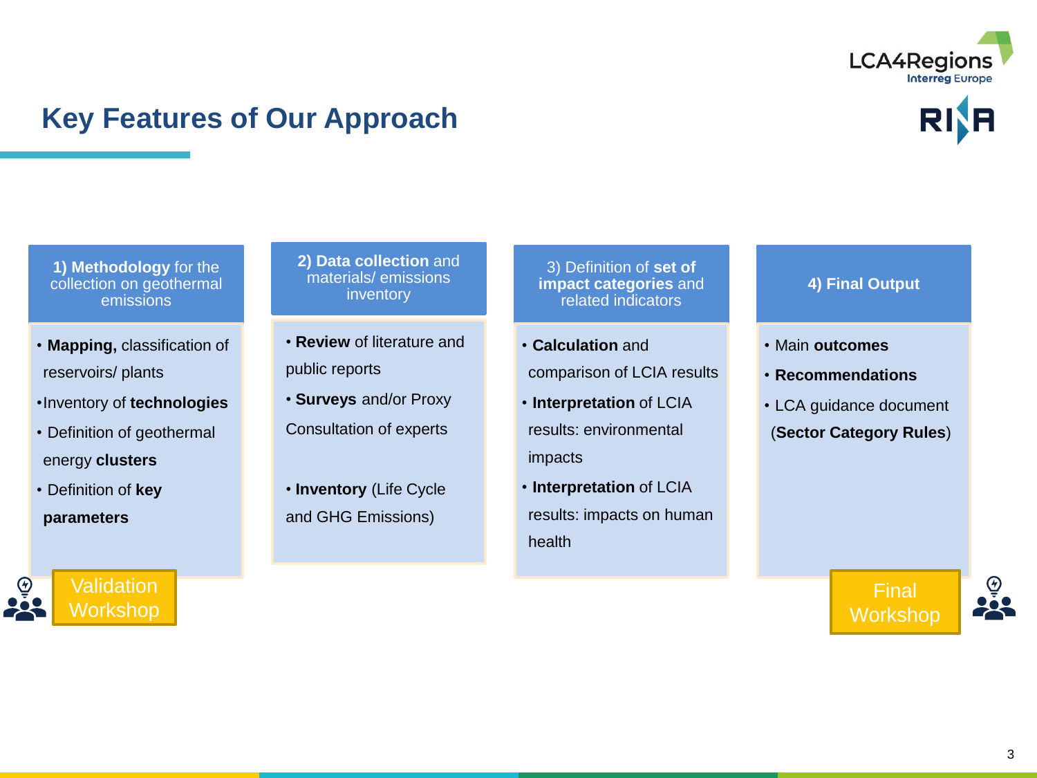# Key Features of Our Approach

## 1) Methodology for the collection on geothermal emissions

- **Mapping,** classification of reservoirs/ plants
- Inventory of **technologies**
- Definition of geothermal energy **clusters**
- Definition of **key parameters**

Validation Workshop

## 2) Data collection and materials/ emissions inventory

- **Review** of literature and public reports
- **Surveys** and/or Proxy Consultation of experts
- **Inventory** (Life Cycle and GHG Emissions)

## 3) Definition of set of impact categories and related indicators

- **Calculation** and comparison of LCIA results
- **Interpretation** of LCIA results: environmental impacts
- **Interpretation** of LCIA results: impacts on human health

## 4) Final Output

- Main **outcomes**
- **Recommendations**
- LCA guidance document (**Sector Category Rules**)

Final Workshop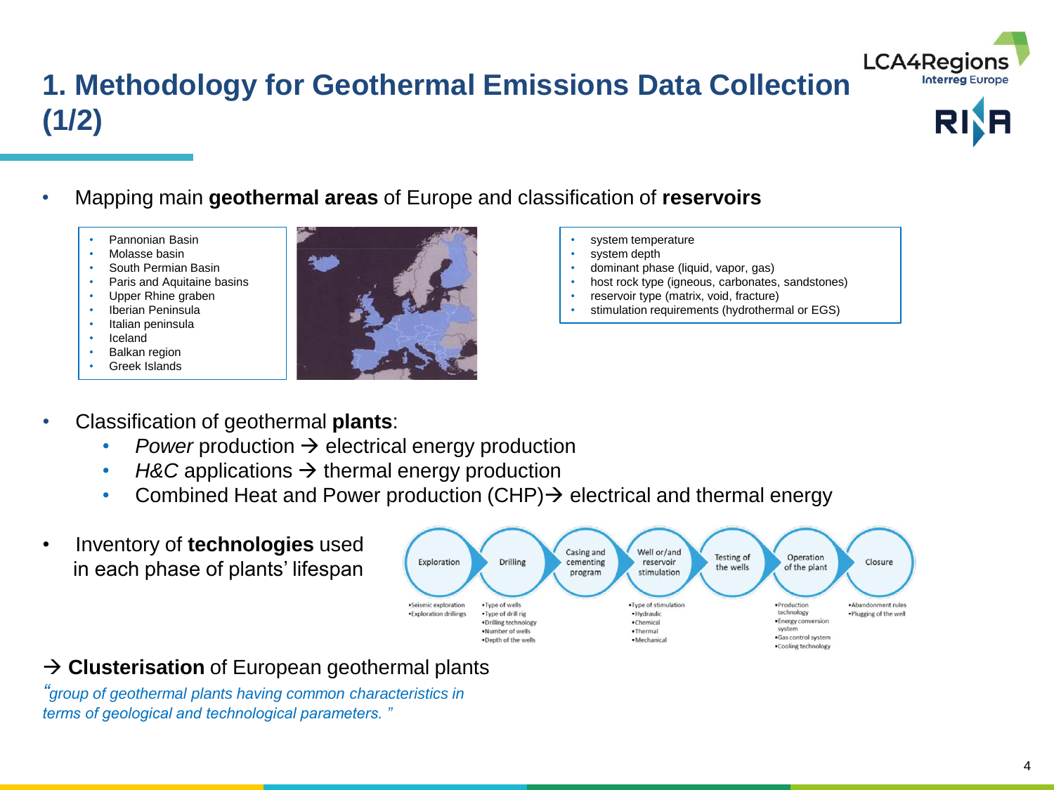# 1. Methodology for Geothermal Emissions Data Collection (1/2)

- Mapping main **geothermal areas** of Europe and classification of **reservoirs**

  - Pannonian Basin
  - Molasse basin
  - South Permian Basin
  - Paris and Aquitaine basins
  - Upper Rhine graben
  - Iberian Peninsula
  - Italian peninsula
  - Iceland
  - Balkan region
  - Greek Islands

  - system temperature
  - system depth
  - dominant phase (liquid, vapor, gas)
  - host rock type (igneous, carbonates, sandstones)
  - reservoir type (matrix, void, fracture)
  - stimulation requirements (hydrothermal or EGS)

- Classification of geothermal **plants**:
  - *Power* production → electrical energy production
  - *H&C* applications → thermal energy production
  - Combined Heat and Power production (CHP)→ electrical and thermal energy

- Inventory of **technologies** used in each phase of plants' lifespan

| Exploration | Drilling | Casing and cementing program | Well or/and reservoir stimulation | Testing of the wells | Operation of the plant | Closure |
|---|---|---|---|---|---|---|
| •Seismic exploration<br>•Exploration drillings | •Type of wells<br>•Type of drill rig<br>•Drilling technology<br>•Number of wells<br>•Depth of the wells | | •Type of stimulation<br>•Hydraulic<br>•Chemical<br>•Thermal<br>•Mechanical | | •Production technology<br>•Energy conversion system<br>•Gas control system<br>•Cooling technology | •Abandonment rules<br>•Plugging of the well |

→ **Clusterisation** of European geothermal plants

*"group of geothermal plants having common characteristics in terms of geological and technological parameters. "*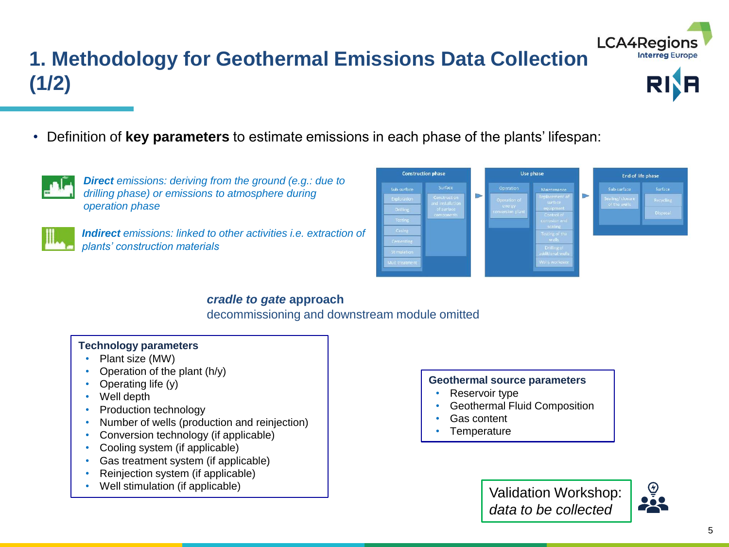# 1. Methodology for Geothermal Emissions Data Collection (1/2)

- Definition of **key parameters** to estimate emissions in each phase of the plants' lifespan:

***Direct** emissions: deriving from the ground (e.g.: due to drilling phase) or emissions to atmosphere during operation phase*

***Indirect** emissions: linked to other activities i.e. extraction of plants' construction materials*

| Construction phase | | Use phase | | End of life phase | |
|---|---|---|---|---|---|
| Sub-surface | Surface | Operation | Maintenance | Sub-surface | Surface |
| Exploration | Construction and installation of surface components | Operation of energy conversion plant | Replacement of surface equipment | Sealing/closure of the wells | Recycling |
| Drilling | | | Control of corrosion and scaling | | Disposal |
| Testing | | | Testing of the wells | | |
| Casing | | | Drilling of additional wells | | |
| Cementing | | | Wells workover | | |
| Stimulation | | | | | |
| Mud treatment | | | | | |

***cradle to gate*** **approach**
decommissioning and downstream module omitted

**Technology parameters**
- Plant size (MW)
- Operation of the plant (h/y)
- Operating life (y)
- Well depth
- Production technology
- Number of wells (production and reinjection)
- Conversion technology (if applicable)
- Cooling system (if applicable)
- Gas treatment system (if applicable)
- Reinjection system (if applicable)
- Well stimulation (if applicable)

**Geothermal source parameters**
- Reservoir type
- Geothermal Fluid Composition
- Gas content
- Temperature

Validation Workshop: *data to be collected*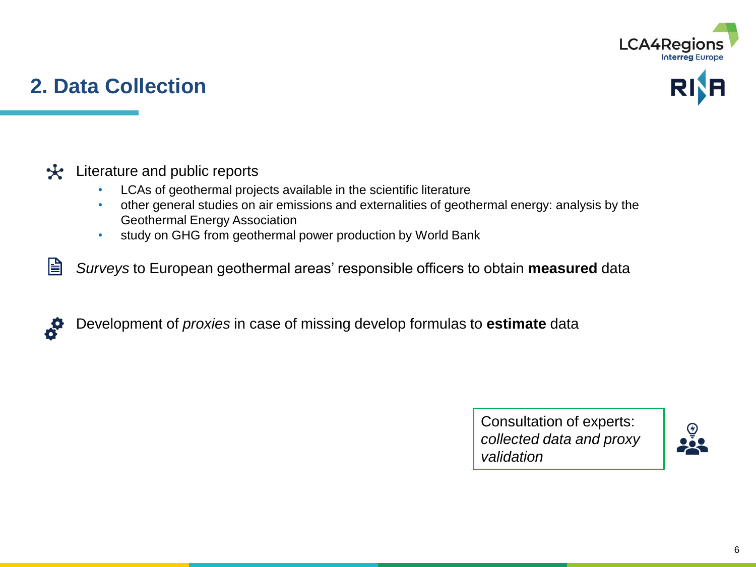## 2. Data Collection

Literature and public reports

- LCAs of geothermal projects available in the scientific literature
- other general studies on air emissions and externalities of geothermal energy: analysis by the Geothermal Energy Association
- study on GHG from geothermal power production by World Bank

*Surveys* to European geothermal areas' responsible officers to obtain **measured** data

Development of *proxies* in case of missing develop formulas to **estimate** data

Consultation of experts: *collected data and proxy validation*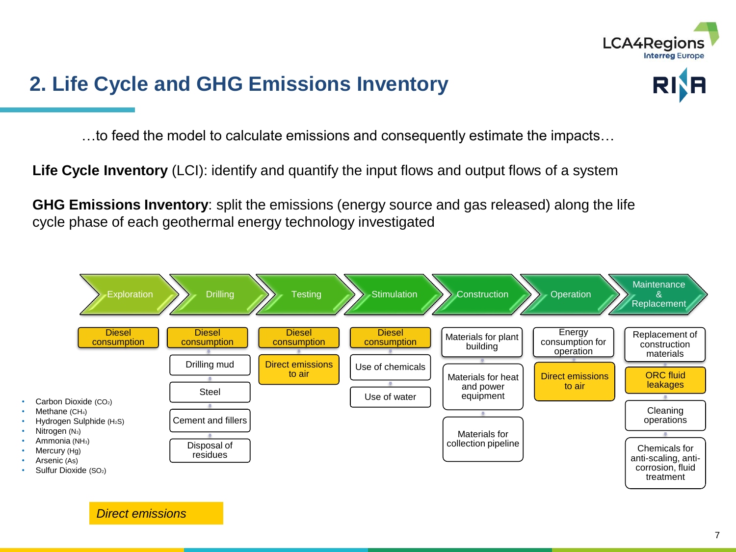## 2. Life Cycle and GHG Emissions Inventory

…to feed the model to calculate emissions and consequently estimate the impacts…

**Life Cycle Inventory** (LCI): identify and quantify the input flows and output flows of a system

**GHG Emissions Inventory**: split the emissions (energy source and gas released) along the life cycle phase of each geothermal energy technology investigated

| Exploration | Drilling | Testing | Stimulation | Construction | Operation | Maintenance & Replacement |
|---|---|---|---|---|---|---|
| Diesel consumption | Diesel consumption | Diesel consumption | Diesel consumption | Materials for plant building | Energy consumption for operation | Replacement of construction materials |
| | Drilling mud | Direct emissions to air | Use of chemicals | Materials for heat and power equipment | Direct emissions to air | ORC fluid leakages |
| | Steel | | Use of water | Materials for collection pipeline | | Cleaning operations |
| | Cement and fillers | | | | | Chemicals for anti-scaling, anti-corrosion, fluid treatment |
| | Disposal of residues | | | | | |

- Carbon Dioxide ($CO_2$)
- Methane ($CH_4$)
- Hydrogen Sulphide ($H_2S$)
- Nitrogen ($N_2$)
- Ammonia ($NH_3$)
- Mercury (Hg)
- Arsenic (As)
- Sulfur Dioxide ($SO_2$)

*Direct emissions*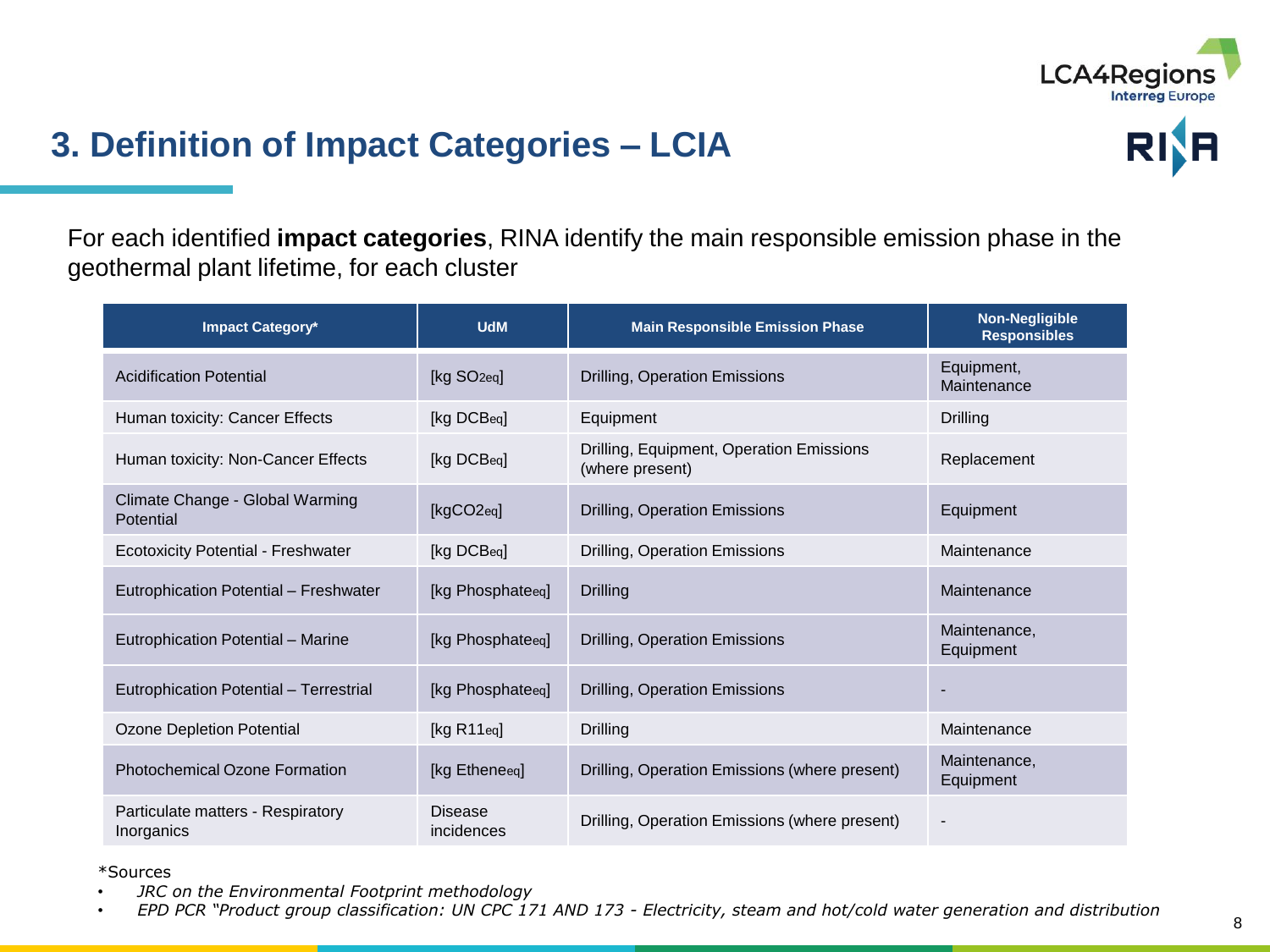# 3. Definition of Impact Categories – LCIA

For each identified **impact categories**, RINA identify the main responsible emission phase in the geothermal plant lifetime, for each cluster

| Impact Category* | UdM | Main Responsible Emission Phase | Non-Negligible Responsibles |
|---|---|---|---|
| Acidification Potential | [kg $SO_{2eq}$] | Drilling, Operation Emissions | Equipment, Maintenance |
| Human toxicity: Cancer Effects | [kg $DCB_{eq}$] | Equipment | Drilling |
| Human toxicity: Non-Cancer Effects | [kg $DCB_{eq}$] | Drilling, Equipment, Operation Emissions (where present) | Replacement |
| Climate Change - Global Warming Potential | [kg$CO2_{eq}$] | Drilling, Operation Emissions | Equipment |
| Ecotoxicity Potential - Freshwater | [kg $DCB_{eq}$] | Drilling, Operation Emissions | Maintenance |
| Eutrophication Potential – Freshwater | [kg $Phosphate_{eq}$] | Drilling | Maintenance |
| Eutrophication Potential – Marine | [kg $Phosphate_{eq}$] | Drilling, Operation Emissions | Maintenance, Equipment |
| Eutrophication Potential – Terrestrial | [kg $Phosphate_{eq}$] | Drilling, Operation Emissions | - |
| Ozone Depletion Potential | [kg $R11_{eq}$] | Drilling | Maintenance |
| Photochemical Ozone Formation | [kg $Ethene_{eq}$] | Drilling, Operation Emissions (where present) | Maintenance, Equipment |
| Particulate matters - Respiratory Inorganics | Disease incidences | Drilling, Operation Emissions (where present) | - |

*Sources

- *JRC on the Environmental Footprint methodology*
- *EPD PCR "Product group classification: UN CPC 171 AND 173 - Electricity, steam and hot/cold water generation and distribution*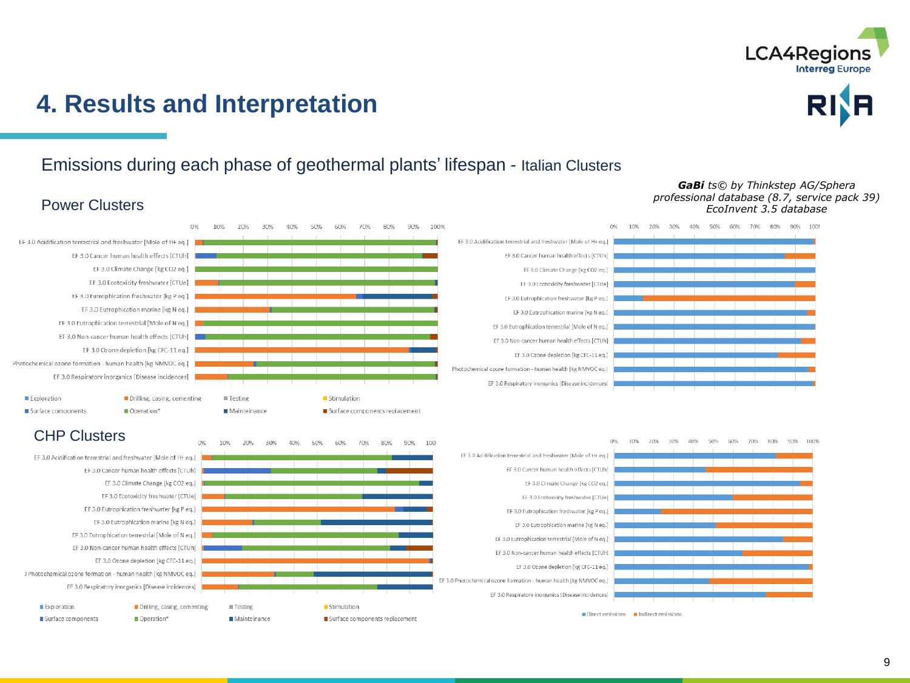# 4. Results and Interpretation

## Emissions during each phase of geothermal plants' lifespan - Italian Clusters

***GaBi*** *ts© by Thinkstep AG/Sphera professional database (8.7, service pack 39) EcoInvent 3.5 database*

### Power Clusters

0% 10% 20% 30% 40% 50% 60% 70% 80% 90% 100%

- EF 3.0 Acidification terrestrial and freshwater [Mole of H+ eq.]
- EF 3.0 Cancer human health effects [CTUh]
- EF 3.0 Climate Change [kg CO2 eq.]
- EF 3.0 Ecotoxicity freshwater [CTUe]
- EF 3.0 Eutrophication freshwater [kg P eq.]
- EF 3.0 Eutrophication marine [kg N eq.]
- EF 3.0 Eutrophication terrestrial [Mole of N eq.]
- EF 3.0 Non-cancer human health effects [CTUh]
- EF 3.0 Ozone depletion [kg CFC-11 eq.]
- Photochemical ozone formation - human health [kg NMVOC eq.]
- EF 3.0 Respiratory inorganics [Disease incidences]

Legend: Exploration, Drilling, casing, cementing, Testing, Stimulation, Surface components, Operation*, Maintenance, Surface components replacement

0% 10% 20% 30% 40% 50% 60% 70% 80% 90% 100%

- EF 3.0 Acidification terrestrial and freshwater [Mole of H+ eq.]
- EF 3.0 Cancer human health effects [CTUh]
- EF 3.0 Climate Change [kg CO2 eq.]
- EF 3.0 Ecotoxicity freshwater [CTUe]
- EF 3.0 Eutrophication freshwater [kg P eq.]
- EF 3.0 Eutrophication marine [kg N eq.]
- EF 3.0 Eutrophication terrestrial [Mole of N eq.]
- EF 3.0 Non-cancer human health effects [CTUh]
- EF 3.0 Ozone depletion [kg CFC-11 eq.]
- Photochemical ozone formation - human health [kg NMVOC eq.]
- EF 3.0 Respiratory inorganics [Disease incidences]

### CHP Clusters

0% 10% 20% 30% 40% 50% 60% 70% 80% 90% 100%

- EF 3.0 Acidification terrestrial and freshwater [Mole of H+ eq.]
- EF 3.0 Cancer human health effects [CTUh]
- EF 3.0 Climate Change [kg CO2 eq.]
- EF 3.0 Ecotoxicity freshwater [CTUe]
- EF 3.0 Eutrophication freshwater [kg P eq.]
- EF 3.0 Eutrophication marine [kg N eq.]
- EF 3.0 Eutrophication terrestrial [Mole of N eq.]
- EF 3.0 Non-cancer human health effects [CTUh]
- EF 3.0 Ozone depletion [kg CFC-11 eq.]
- Photochemical ozone formation - human health [kg NMVOC eq.]
- EF 3.0 Respiratory inorganics [Disease incidences]

Legend: Exploration, Drilling, casing, cementing, Testing, Stimulation, Surface components, Operation*, Maintenance, Surface components replacement

0% 10% 20% 30% 40% 50% 60% 70% 80% 90% 100%

- EF 3.0 Acidification terrestrial and freshwater [Mole of H+ eq.]
- EF 3.0 Cancer human health effects [CTUh]
- EF 3.0 Climate Change [kg CO2 eq.]
- EF 3.0 Ecotoxicity freshwater [CTUe]
- EF 3.0 Eutrophication freshwater [kg P eq.]
- EF 3.0 Eutrophication marine [kg N eq.]
- EF 3.0 Eutrophication terrestrial [Mole of N eq.]
- EF 3.0 Non-cancer human health effects [CTUh]
- EF 3.0 Ozone depletion [kg CFC-11 eq.]
- EF 3.0 Photochemical ozone formation - human health [kg NMVOC eq.]
- EF 3.0 Respiratory inorganics [Disease incidences]

Legend: Direct emissions, Indirect emissions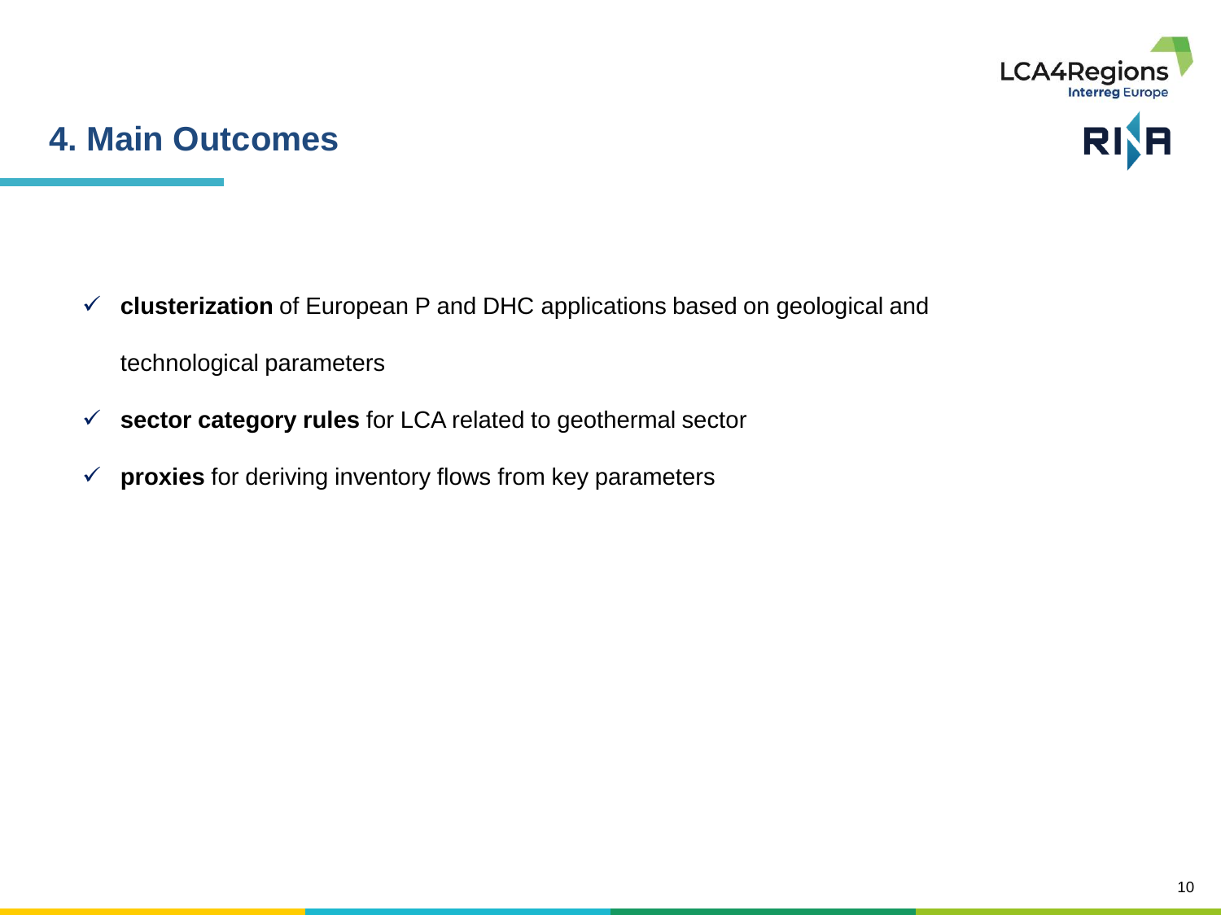## 4. Main Outcomes

- ✓ **clusterization** of European P and DHC applications based on geological and technological parameters
- ✓ **sector category rules** for LCA related to geothermal sector
- ✓ **proxies** for deriving inventory flows from key parameters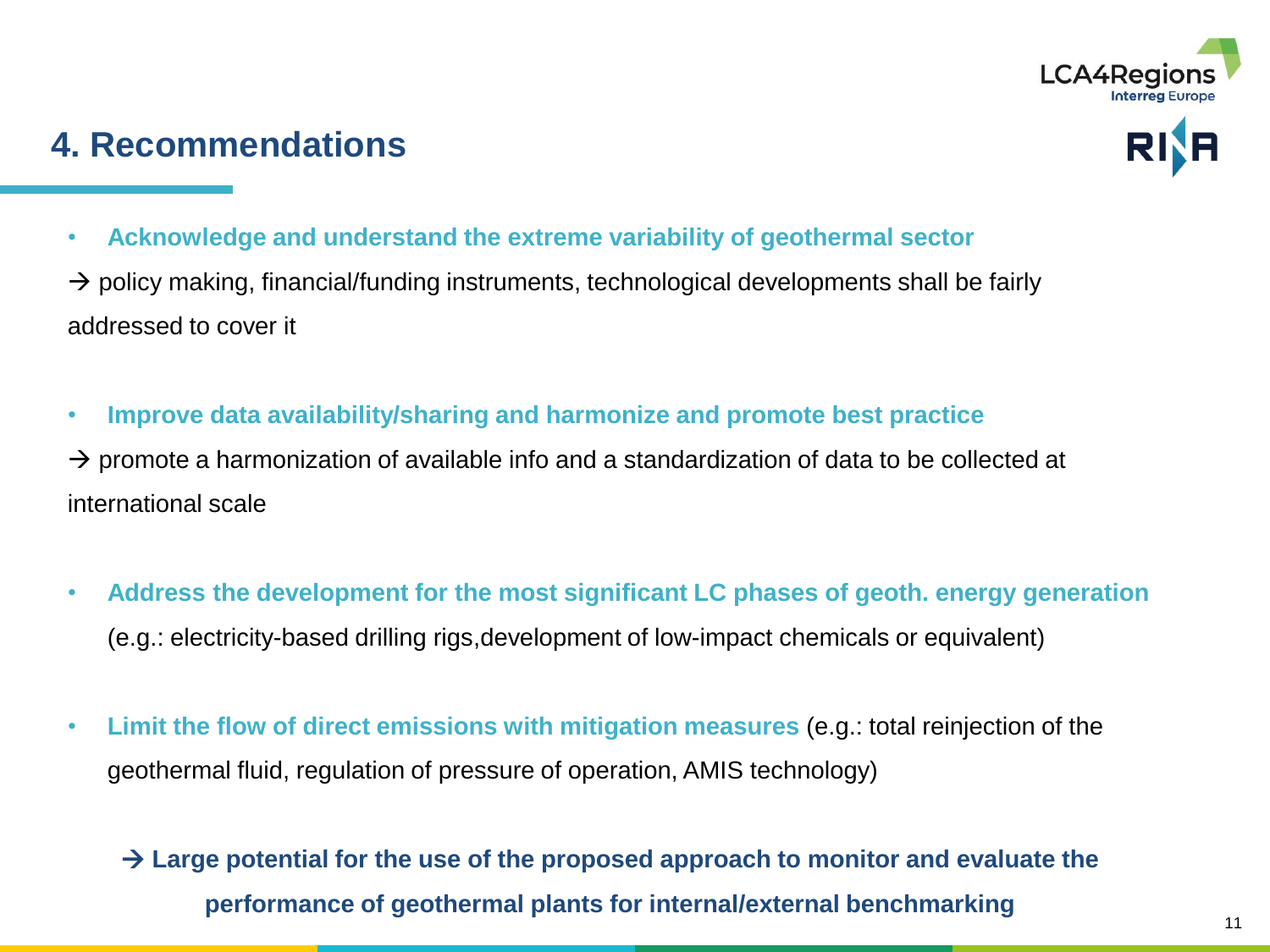## 4. Recommendations

- **Acknowledge and understand the extreme variability of geothermal sector**

→ policy making, financial/funding instruments, technological developments shall be fairly addressed to cover it

- **Improve data availability/sharing and harmonize and promote best practice**

→ promote a harmonization of available info and a standardization of data to be collected at international scale

- **Address the development for the most significant LC phases of geoth. energy generation** (e.g.: electricity-based drilling rigs,development of low-impact chemicals or equivalent)

- **Limit the flow of direct emissions with mitigation measures** (e.g.: total reinjection of the geothermal fluid, regulation of pressure of operation, AMIS technology)

**→ Large potential for the use of the proposed approach to monitor and evaluate the performance of geothermal plants for internal/external benchmarking**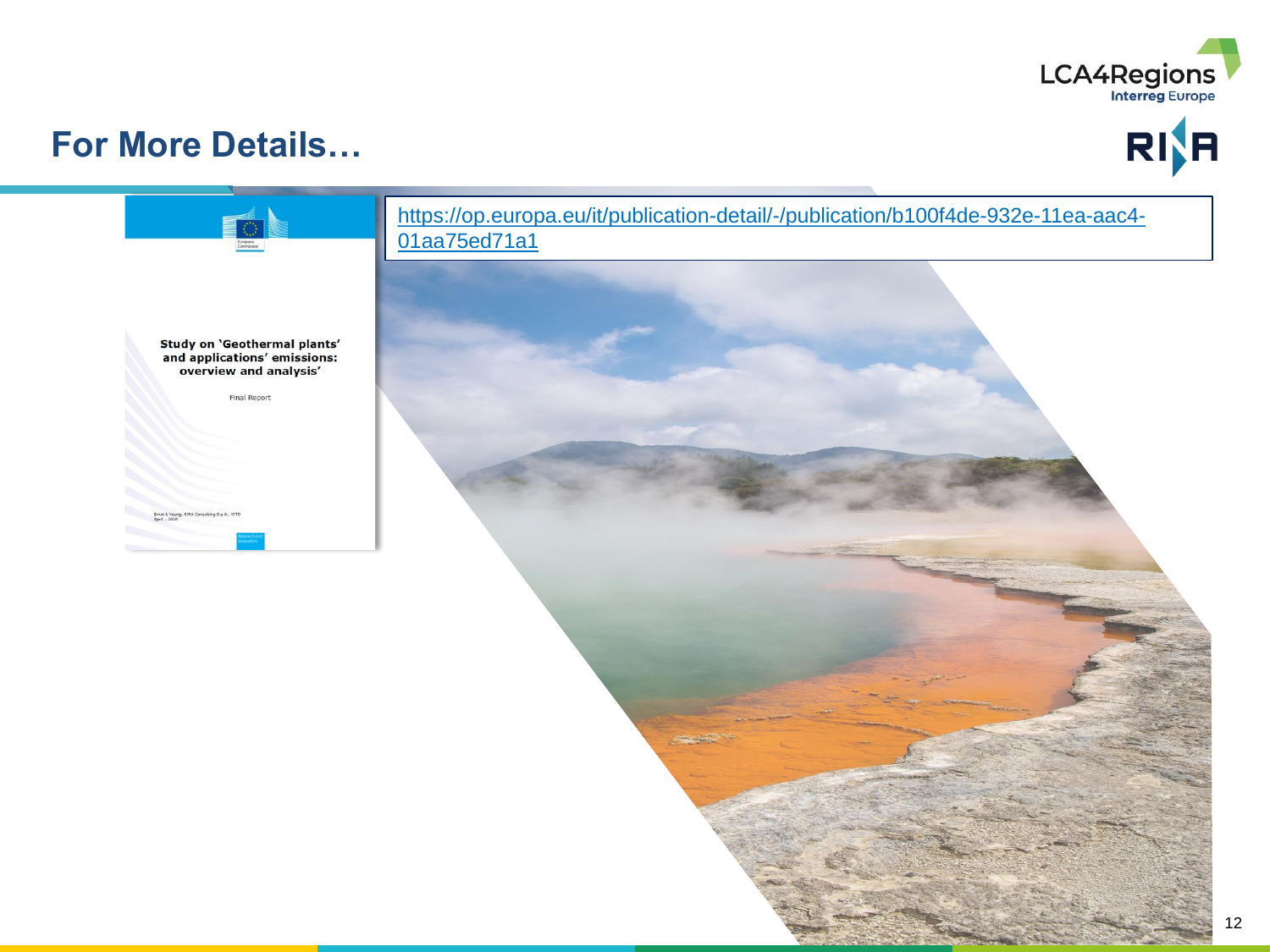## For More Details…

https://op.europa.eu/it/publication-detail/-/publication/b100f4de-932e-11ea-aac4-01aa75ed71a1